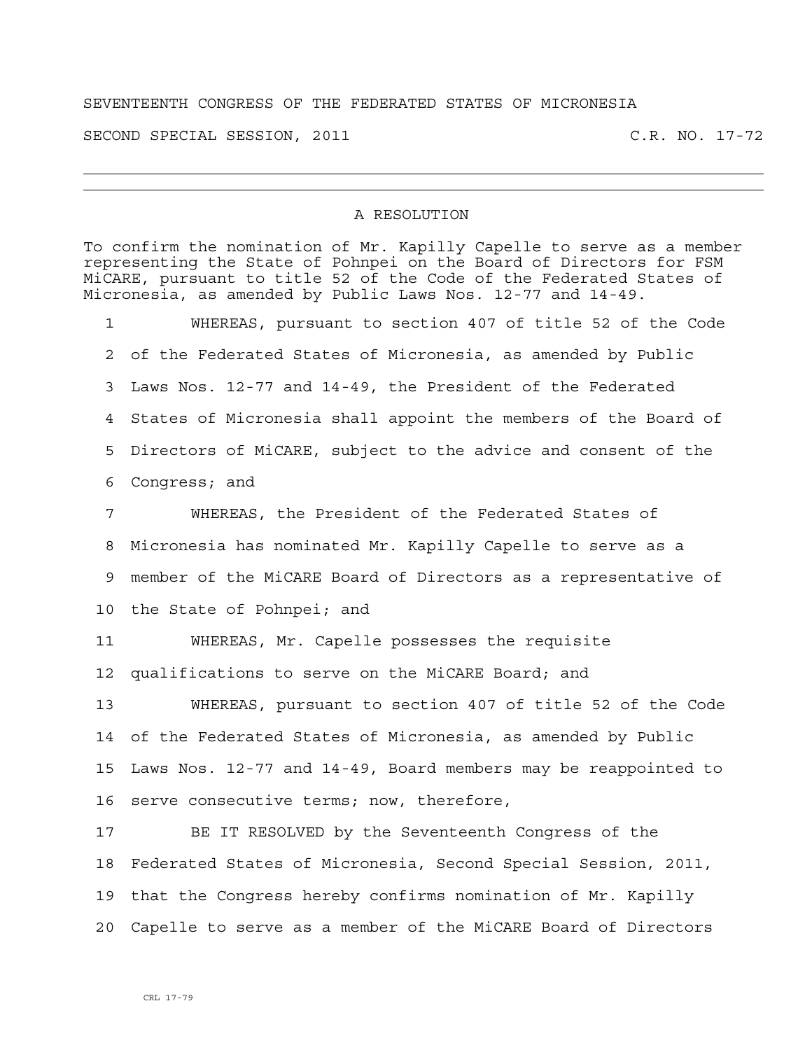SEVENTEENTH CONGRESS OF THE FEDERATED STATES OF MICRONESIA

SECOND SPECIAL SESSION, 2011 C.R. NO. 17-72

---

## A RESOLUTION

To confirm the nomination of Mr. Kapilly Capelle to serve as a member representing the State of Pohnpei on the Board of Directors for FSM MiCARE, pursuant to title 52 of the Code of the Federated States of Micronesia, as amended by Public Laws Nos. 12-77 and 14-49.

1 WHEREAS, pursuant to section 407 of title 52 of the Code
2 of the Federated States of Micronesia, as amended by Public
3 Laws Nos. 12-77 and 14-49, the President of the Federated
4 States of Micronesia shall appoint the members of the Board of
5 Directors of MiCARE, subject to the advice and consent of the
6 Congress; and

7 WHEREAS, the President of the Federated States of
8 Micronesia has nominated Mr. Kapilly Capelle to serve as a
9 member of the MiCARE Board of Directors as a representative of
10 the State of Pohnpei; and

11 WHEREAS, Mr. Capelle possesses the requisite
12 qualifications to serve on the MiCARE Board; and

13 WHEREAS, pursuant to section 407 of title 52 of the Code
14 of the Federated States of Micronesia, as amended by Public
15 Laws Nos. 12-77 and 14-49, Board members may be reappointed to
16 serve consecutive terms; now, therefore,

17 BE IT RESOLVED by the Seventeenth Congress of the
18 Federated States of Micronesia, Second Special Session, 2011,
19 that the Congress hereby confirms nomination of Mr. Kapilly
20 Capelle to serve as a member of the MiCARE Board of Directors

CRL 17-79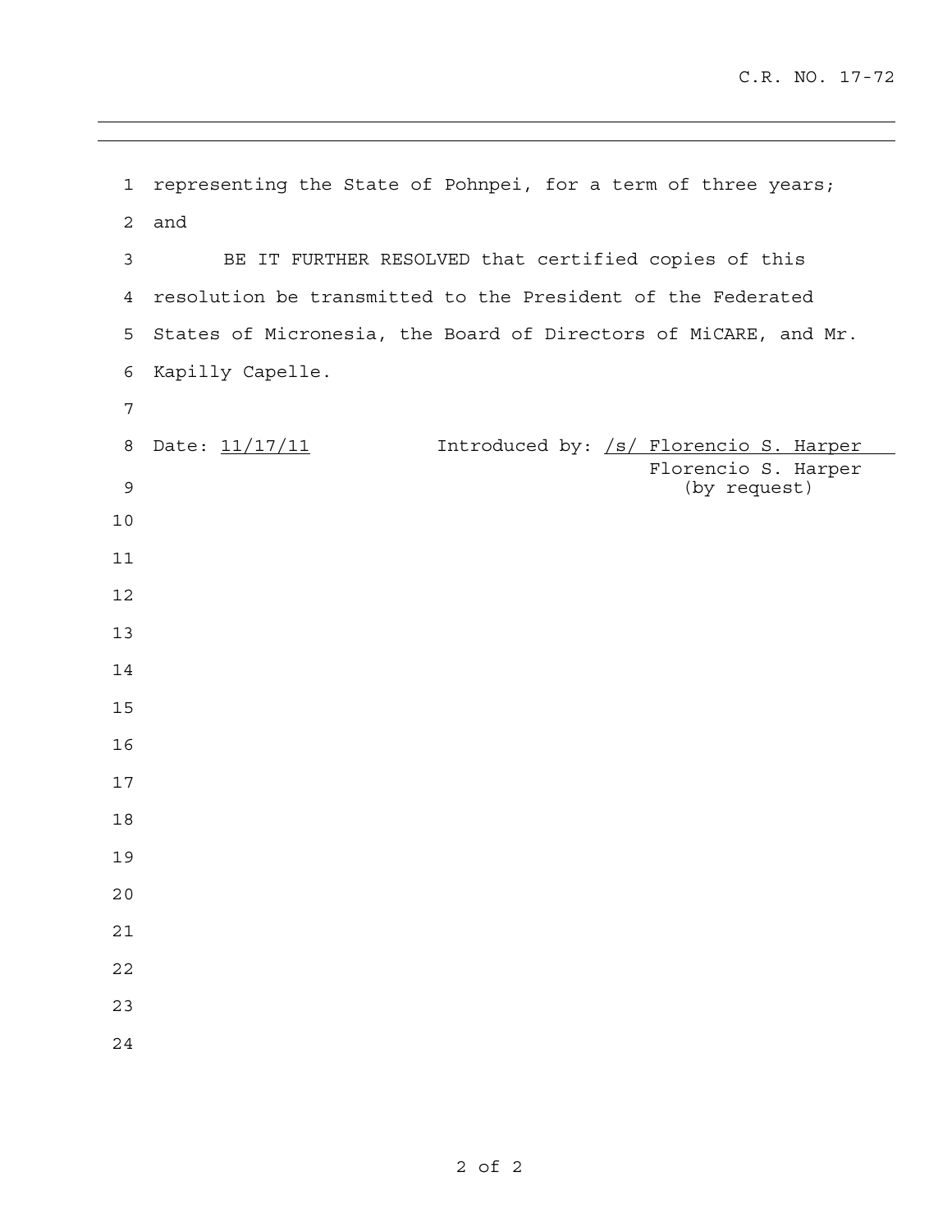representing the State of Pohnpei, for a term of three years; and

BE IT FURTHER RESOLVED that certified copies of this resolution be transmitted to the President of the Federated States of Micronesia, the Board of Directors of MiCARE, and Mr. Kapilly Capelle.

Date: 11/17/11

Introduced by: /s/ Florencio S. Harper
Florencio S. Harper
(by request)